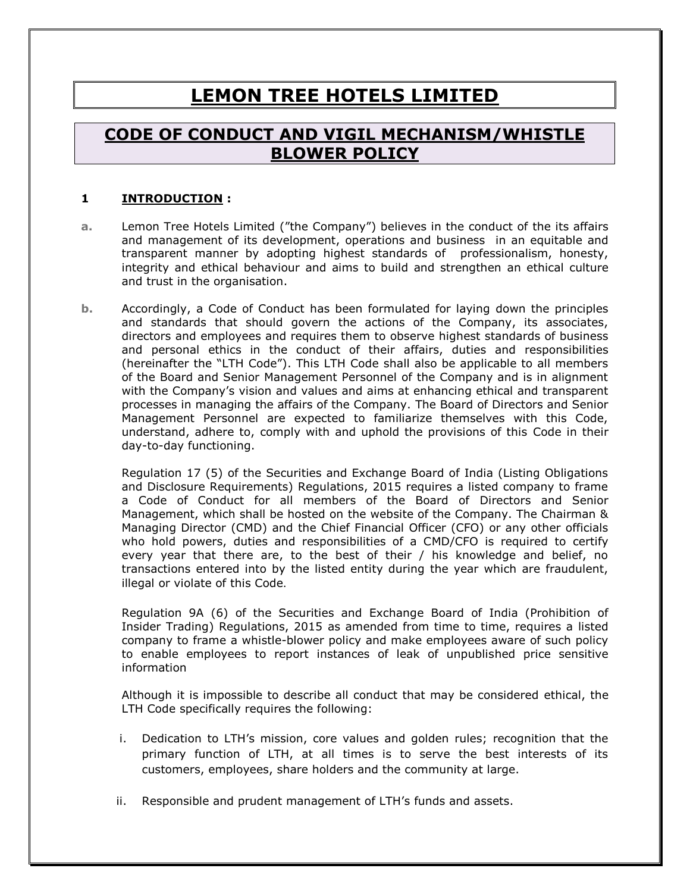# LEMON TREE HOTELS LIMITED

## CODE OF CONDUCT AND VIGIL MECHANISM/WHISTLE BLOWER POLICY

### 1 INTRODUCTION :

**a.** Lemon Tree Hotels Limited ("the Company") believes in the conduct of the its affairs and management of its development, operations and business in an equitable and transparent manner by adopting highest standards of professionalism, honesty, integrity and ethical behaviour and aims to build and strengthen an ethical culture and trust in the organisation.

**b.** Accordingly, a Code of Conduct has been formulated for laying down the principles and standards that should govern the actions of the Company, its associates, directors and employees and requires them to observe highest standards of business and personal ethics in the conduct of their affairs, duties and responsibilities (hereinafter the "LTH Code"). This LTH Code shall also be applicable to all members of the Board and Senior Management Personnel of the Company and is in alignment with the Company's vision and values and aims at enhancing ethical and transparent processes in managing the affairs of the Company. The Board of Directors and Senior Management Personnel are expected to familiarize themselves with this Code, understand, adhere to, comply with and uphold the provisions of this Code in their day-to-day functioning.

Regulation 17 (5) of the Securities and Exchange Board of India (Listing Obligations and Disclosure Requirements) Regulations, 2015 requires a listed company to frame a Code of Conduct for all members of the Board of Directors and Senior Management, which shall be hosted on the website of the Company. The Chairman & Managing Director (CMD) and the Chief Financial Officer (CFO) or any other officials who hold powers, duties and responsibilities of a CMD/CFO is required to certify every year that there are, to the best of their / his knowledge and belief, no transactions entered into by the listed entity during the year which are fraudulent, illegal or violate of this Code.

Regulation 9A (6) of the Securities and Exchange Board of India (Prohibition of Insider Trading) Regulations, 2015 as amended from time to time, requires a listed company to frame a whistle-blower policy and make employees aware of such policy to enable employees to report instances of leak of unpublished price sensitive information

Although it is impossible to describe all conduct that may be considered ethical, the LTH Code specifically requires the following:

i. Dedication to LTH's mission, core values and golden rules; recognition that the primary function of LTH, at all times is to serve the best interests of its customers, employees, share holders and the community at large.

ii. Responsible and prudent management of LTH's funds and assets.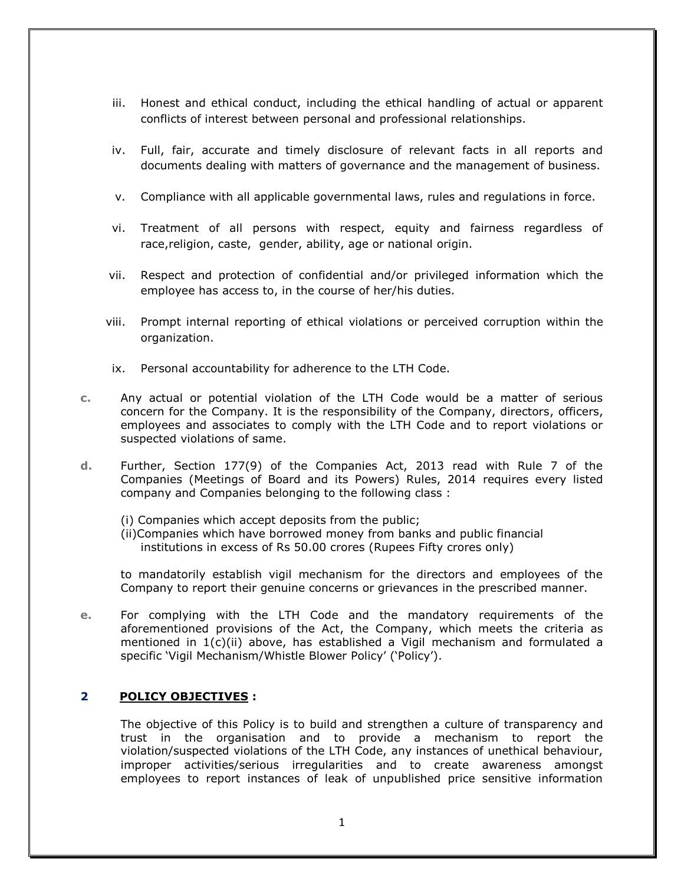iii. Honest and ethical conduct, including the ethical handling of actual or apparent conflicts of interest between personal and professional relationships.

iv. Full, fair, accurate and timely disclosure of relevant facts in all reports and documents dealing with matters of governance and the management of business.

v. Compliance with all applicable governmental laws, rules and regulations in force.

vi. Treatment of all persons with respect, equity and fairness regardless of race,religion, caste, gender, ability, age or national origin.

vii. Respect and protection of confidential and/or privileged information which the employee has access to, in the course of her/his duties.

viii. Prompt internal reporting of ethical violations or perceived corruption within the organization.

ix. Personal accountability for adherence to the LTH Code.

**c.** Any actual or potential violation of the LTH Code would be a matter of serious concern for the Company. It is the responsibility of the Company, directors, officers, employees and associates to comply with the LTH Code and to report violations or suspected violations of same.

**d.** Further, Section 177(9) of the Companies Act, 2013 read with Rule 7 of the Companies (Meetings of Board and its Powers) Rules, 2014 requires every listed company and Companies belonging to the following class :

(i) Companies which accept deposits from the public;
(ii)Companies which have borrowed money from banks and public financial institutions in excess of Rs 50.00 crores (Rupees Fifty crores only)

to mandatorily establish vigil mechanism for the directors and employees of the Company to report their genuine concerns or grievances in the prescribed manner.

**e.** For complying with the LTH Code and the mandatory requirements of the aforementioned provisions of the Act, the Company, which meets the criteria as mentioned in 1(c)(ii) above, has established a Vigil mechanism and formulated a specific 'Vigil Mechanism/Whistle Blower Policy' ('Policy').

## 2 POLICY OBJECTIVES :

The objective of this Policy is to build and strengthen a culture of transparency and trust in the organisation and to provide a mechanism to report the violation/suspected violations of the LTH Code, any instances of unethical behaviour, improper activities/serious irregularities and to create awareness amongst employees to report instances of leak of unpublished price sensitive information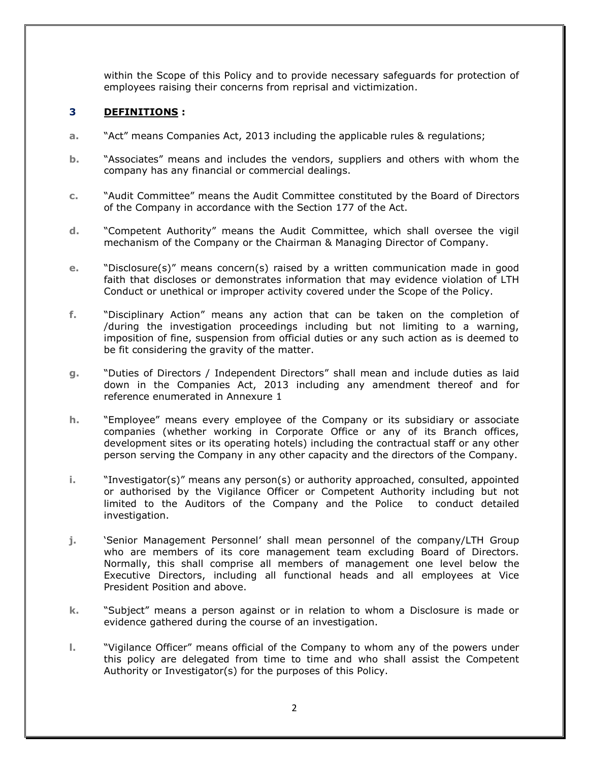within the Scope of this Policy and to provide necessary safeguards for protection of employees raising their concerns from reprisal and victimization.

## 3 DEFINITIONS :

a. "Act" means Companies Act, 2013 including the applicable rules & regulations;

b. "Associates" means and includes the vendors, suppliers and others with whom the company has any financial or commercial dealings.

c. "Audit Committee" means the Audit Committee constituted by the Board of Directors of the Company in accordance with the Section 177 of the Act.

d. "Competent Authority" means the Audit Committee, which shall oversee the vigil mechanism of the Company or the Chairman & Managing Director of Company.

e. "Disclosure(s)" means concern(s) raised by a written communication made in good faith that discloses or demonstrates information that may evidence violation of LTH Conduct or unethical or improper activity covered under the Scope of the Policy.

f. "Disciplinary Action" means any action that can be taken on the completion of /during the investigation proceedings including but not limiting to a warning, imposition of fine, suspension from official duties or any such action as is deemed to be fit considering the gravity of the matter.

g. "Duties of Directors / Independent Directors" shall mean and include duties as laid down in the Companies Act, 2013 including any amendment thereof and for reference enumerated in Annexure 1

h. "Employee" means every employee of the Company or its subsidiary or associate companies (whether working in Corporate Office or any of its Branch offices, development sites or its operating hotels) including the contractual staff or any other person serving the Company in any other capacity and the directors of the Company.

i. "Investigator(s)" means any person(s) or authority approached, consulted, appointed or authorised by the Vigilance Officer or Competent Authority including but not limited to the Auditors of the Company and the Police to conduct detailed investigation.

j. 'Senior Management Personnel' shall mean personnel of the company/LTH Group who are members of its core management team excluding Board of Directors. Normally, this shall comprise all members of management one level below the Executive Directors, including all functional heads and all employees at Vice President Position and above.

k. "Subject" means a person against or in relation to whom a Disclosure is made or evidence gathered during the course of an investigation.

l. "Vigilance Officer" means official of the Company to whom any of the powers under this policy are delegated from time to time and who shall assist the Competent Authority or Investigator(s) for the purposes of this Policy.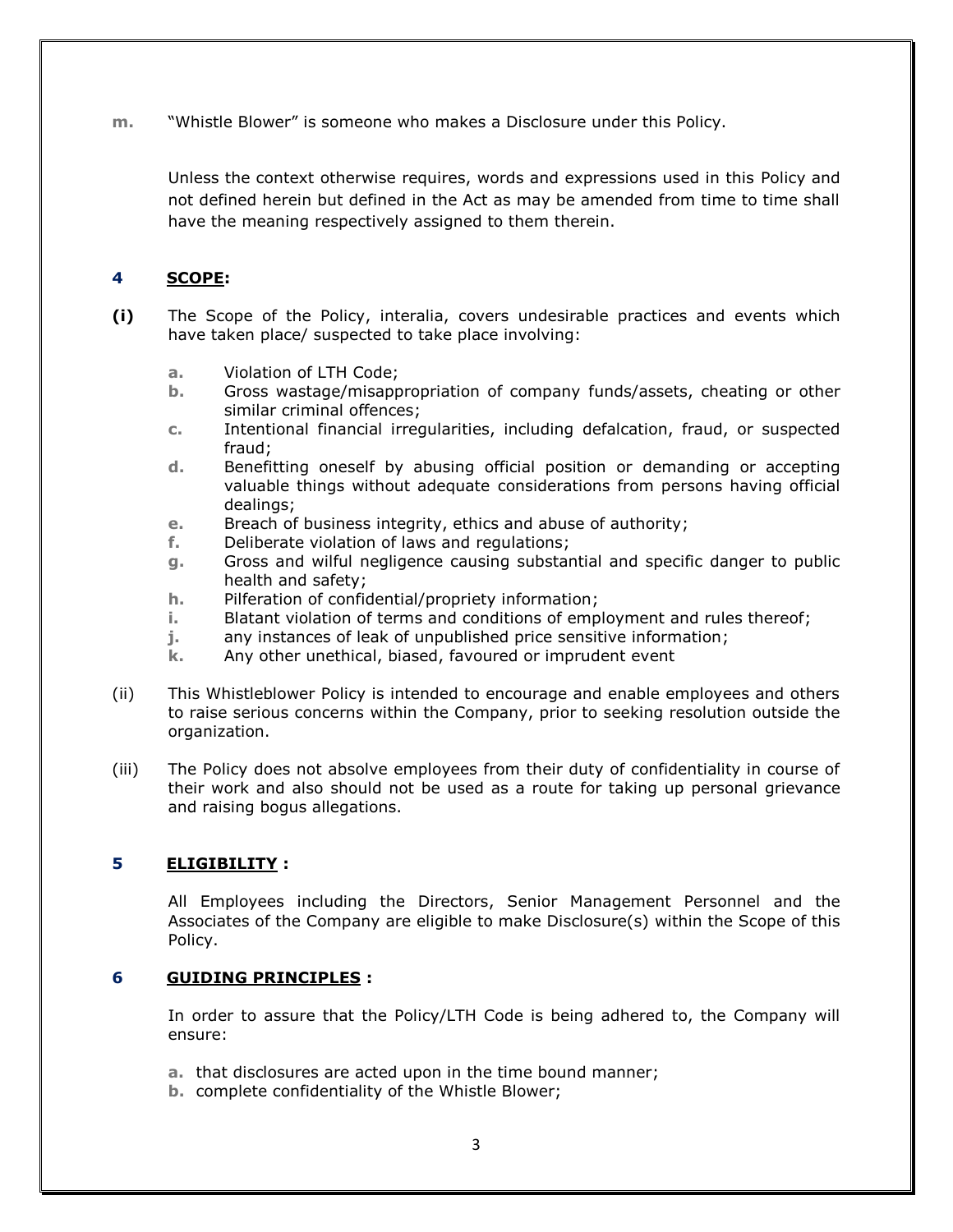m. "Whistle Blower" is someone who makes a Disclosure under this Policy.

Unless the context otherwise requires, words and expressions used in this Policy and not defined herein but defined in the Act as may be amended from time to time shall have the meaning respectively assigned to them therein.

## 4 SCOPE:

**(i)** The Scope of the Policy, interalia, covers undesirable practices and events which have taken place/ suspected to take place involving:

- a. Violation of LTH Code;
- b. Gross wastage/misappropriation of company funds/assets, cheating or other similar criminal offences;
- c. Intentional financial irregularities, including defalcation, fraud, or suspected fraud;
- d. Benefitting oneself by abusing official position or demanding or accepting valuable things without adequate considerations from persons having official dealings;
- e. Breach of business integrity, ethics and abuse of authority;
- f. Deliberate violation of laws and regulations;
- g. Gross and wilful negligence causing substantial and specific danger to public health and safety;
- h. Pilferation of confidential/propriety information;
- i. Blatant violation of terms and conditions of employment and rules thereof;
- j. any instances of leak of unpublished price sensitive information;
- k. Any other unethical, biased, favoured or imprudent event

(ii) This Whistleblower Policy is intended to encourage and enable employees and others to raise serious concerns within the Company, prior to seeking resolution outside the organization.

(iii) The Policy does not absolve employees from their duty of confidentiality in course of their work and also should not be used as a route for taking up personal grievance and raising bogus allegations.

## 5 ELIGIBILITY :

All Employees including the Directors, Senior Management Personnel and the Associates of the Company are eligible to make Disclosure(s) within the Scope of this Policy.

## 6 GUIDING PRINCIPLES :

In order to assure that the Policy/LTH Code is being adhered to, the Company will ensure:

- a. that disclosures are acted upon in the time bound manner;
- b. complete confidentiality of the Whistle Blower;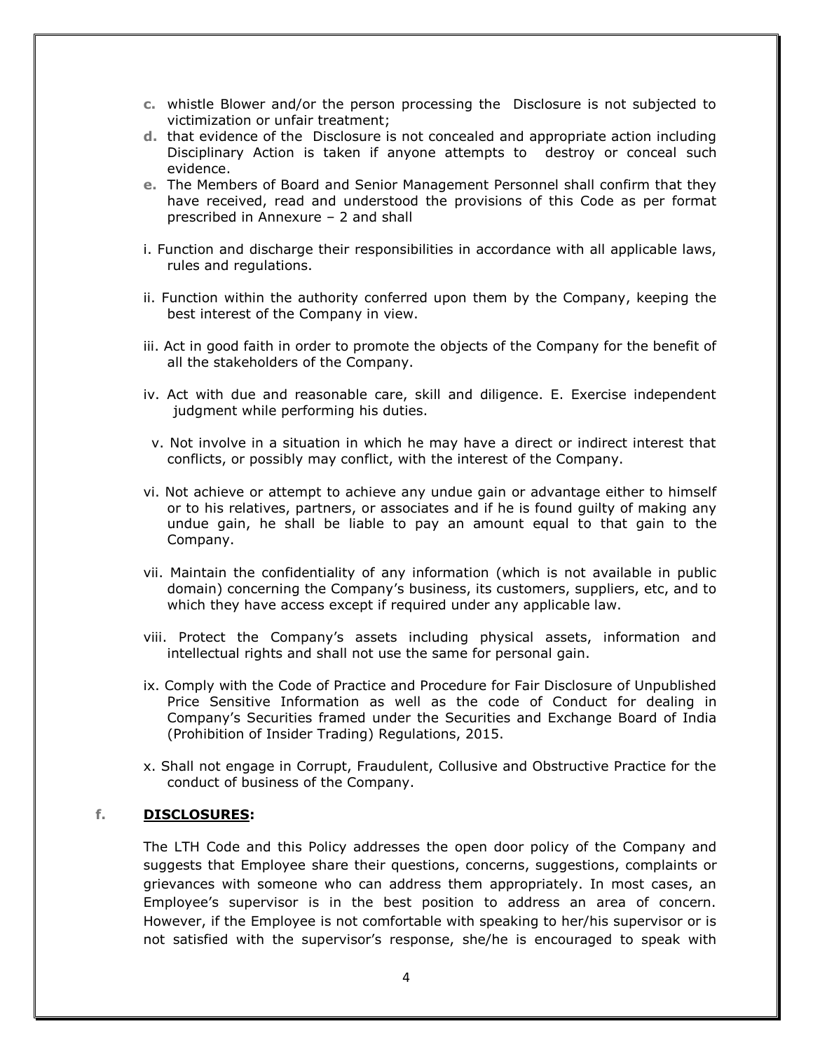c. whistle Blower and/or the person processing the Disclosure is not subjected to victimization or unfair treatment;
d. that evidence of the Disclosure is not concealed and appropriate action including Disciplinary Action is taken if anyone attempts to destroy or conceal such evidence.
e. The Members of Board and Senior Management Personnel shall confirm that they have received, read and understood the provisions of this Code as per format prescribed in Annexure – 2 and shall

i. Function and discharge their responsibilities in accordance with all applicable laws, rules and regulations.

ii. Function within the authority conferred upon them by the Company, keeping the best interest of the Company in view.

iii. Act in good faith in order to promote the objects of the Company for the benefit of all the stakeholders of the Company.

iv. Act with due and reasonable care, skill and diligence. E. Exercise independent judgment while performing his duties.

v. Not involve in a situation in which he may have a direct or indirect interest that conflicts, or possibly may conflict, with the interest of the Company.

vi. Not achieve or attempt to achieve any undue gain or advantage either to himself or to his relatives, partners, or associates and if he is found guilty of making any undue gain, he shall be liable to pay an amount equal to that gain to the Company.

vii. Maintain the confidentiality of any information (which is not available in public domain) concerning the Company's business, its customers, suppliers, etc, and to which they have access except if required under any applicable law.

viii. Protect the Company's assets including physical assets, information and intellectual rights and shall not use the same for personal gain.

ix. Comply with the Code of Practice and Procedure for Fair Disclosure of Unpublished Price Sensitive Information as well as the code of Conduct for dealing in Company's Securities framed under the Securities and Exchange Board of India (Prohibition of Insider Trading) Regulations, 2015.

x. Shall not engage in Corrupt, Fraudulent, Collusive and Obstructive Practice for the conduct of business of the Company.

**f. <u>DISCLOSURES</u>:**

The LTH Code and this Policy addresses the open door policy of the Company and suggests that Employee share their questions, concerns, suggestions, complaints or grievances with someone who can address them appropriately. In most cases, an Employee's supervisor is in the best position to address an area of concern. However, if the Employee is not comfortable with speaking to her/his supervisor or is not satisfied with the supervisor's response, she/he is encouraged to speak with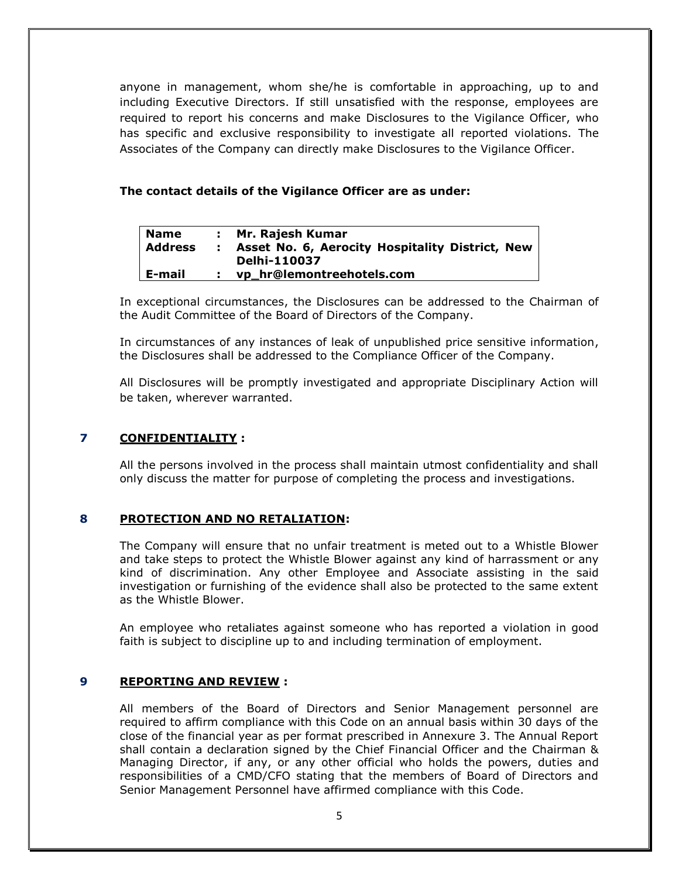anyone in management, whom she/he is comfortable in approaching, up to and including Executive Directors. If still unsatisfied with the response, employees are required to report his concerns and make Disclosures to the Vigilance Officer, who has specific and exclusive responsibility to investigate all reported violations. The Associates of the Company can directly make Disclosures to the Vigilance Officer.

**The contact details of the Vigilance Officer are as under:**

| | | |
|---|---|---|
| **Name** | : | **Mr. Rajesh Kumar** |
| **Address** | : | **Asset No. 6, Aerocity Hospitality District, New Delhi-110037** |
| **E-mail** | : | **vp_hr@lemontreehotels.com** |

In exceptional circumstances, the Disclosures can be addressed to the Chairman of the Audit Committee of the Board of Directors of the Company.

In circumstances of any instances of leak of unpublished price sensitive information, the Disclosures shall be addressed to the Compliance Officer of the Company.

All Disclosures will be promptly investigated and appropriate Disciplinary Action will be taken, wherever warranted.

## 7 <u>CONFIDENTIALITY</u> :

All the persons involved in the process shall maintain utmost confidentiality and shall only discuss the matter for purpose of completing the process and investigations.

## 8 <u>PROTECTION AND NO RETALIATION</u>:

The Company will ensure that no unfair treatment is meted out to a Whistle Blower and take steps to protect the Whistle Blower against any kind of harrassment or any kind of discrimination. Any other Employee and Associate assisting in the said investigation or furnishing of the evidence shall also be protected to the same extent as the Whistle Blower.

An employee who retaliates against someone who has reported a violation in good faith is subject to discipline up to and including termination of employment.

## 9 <u>REPORTING AND REVIEW</u> :

All members of the Board of Directors and Senior Management personnel are required to affirm compliance with this Code on an annual basis within 30 days of the close of the financial year as per format prescribed in Annexure 3. The Annual Report shall contain a declaration signed by the Chief Financial Officer and the Chairman & Managing Director, if any, or any other official who holds the powers, duties and responsibilities of a CMD/CFO stating that the members of Board of Directors and Senior Management Personnel have affirmed compliance with this Code.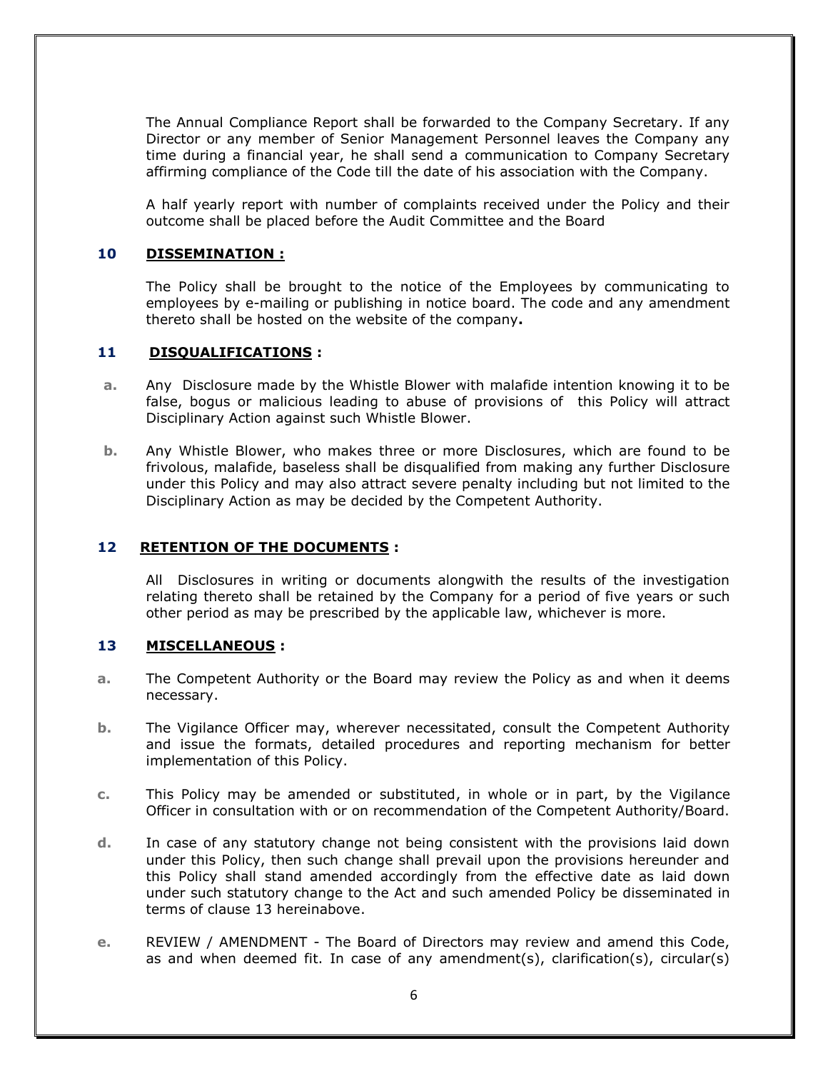The Annual Compliance Report shall be forwarded to the Company Secretary. If any Director or any member of Senior Management Personnel leaves the Company any time during a financial year, he shall send a communication to Company Secretary affirming compliance of the Code till the date of his association with the Company.

A half yearly report with number of complaints received under the Policy and their outcome shall be placed before the Audit Committee and the Board

## 10 DISSEMINATION :

The Policy shall be brought to the notice of the Employees by communicating to employees by e-mailing or publishing in notice board. The code and any amendment thereto shall be hosted on the website of the company**.**

## 11 DISQUALIFICATIONS :

**a.** Any Disclosure made by the Whistle Blower with malafide intention knowing it to be false, bogus or malicious leading to abuse of provisions of this Policy will attract Disciplinary Action against such Whistle Blower.

**b.** Any Whistle Blower, who makes three or more Disclosures, which are found to be frivolous, malafide, baseless shall be disqualified from making any further Disclosure under this Policy and may also attract severe penalty including but not limited to the Disciplinary Action as may be decided by the Competent Authority.

## 12 RETENTION OF THE DOCUMENTS :

All Disclosures in writing or documents alongwith the results of the investigation relating thereto shall be retained by the Company for a period of five years or such other period as may be prescribed by the applicable law, whichever is more.

## 13 MISCELLANEOUS :

**a.** The Competent Authority or the Board may review the Policy as and when it deems necessary.

**b.** The Vigilance Officer may, wherever necessitated, consult the Competent Authority and issue the formats, detailed procedures and reporting mechanism for better implementation of this Policy.

**c.** This Policy may be amended or substituted, in whole or in part, by the Vigilance Officer in consultation with or on recommendation of the Competent Authority/Board.

**d.** In case of any statutory change not being consistent with the provisions laid down under this Policy, then such change shall prevail upon the provisions hereunder and this Policy shall stand amended accordingly from the effective date as laid down under such statutory change to the Act and such amended Policy be disseminated in terms of clause 13 hereinabove.

**e.** REVIEW / AMENDMENT - The Board of Directors may review and amend this Code, as and when deemed fit. In case of any amendment(s), clarification(s), circular(s)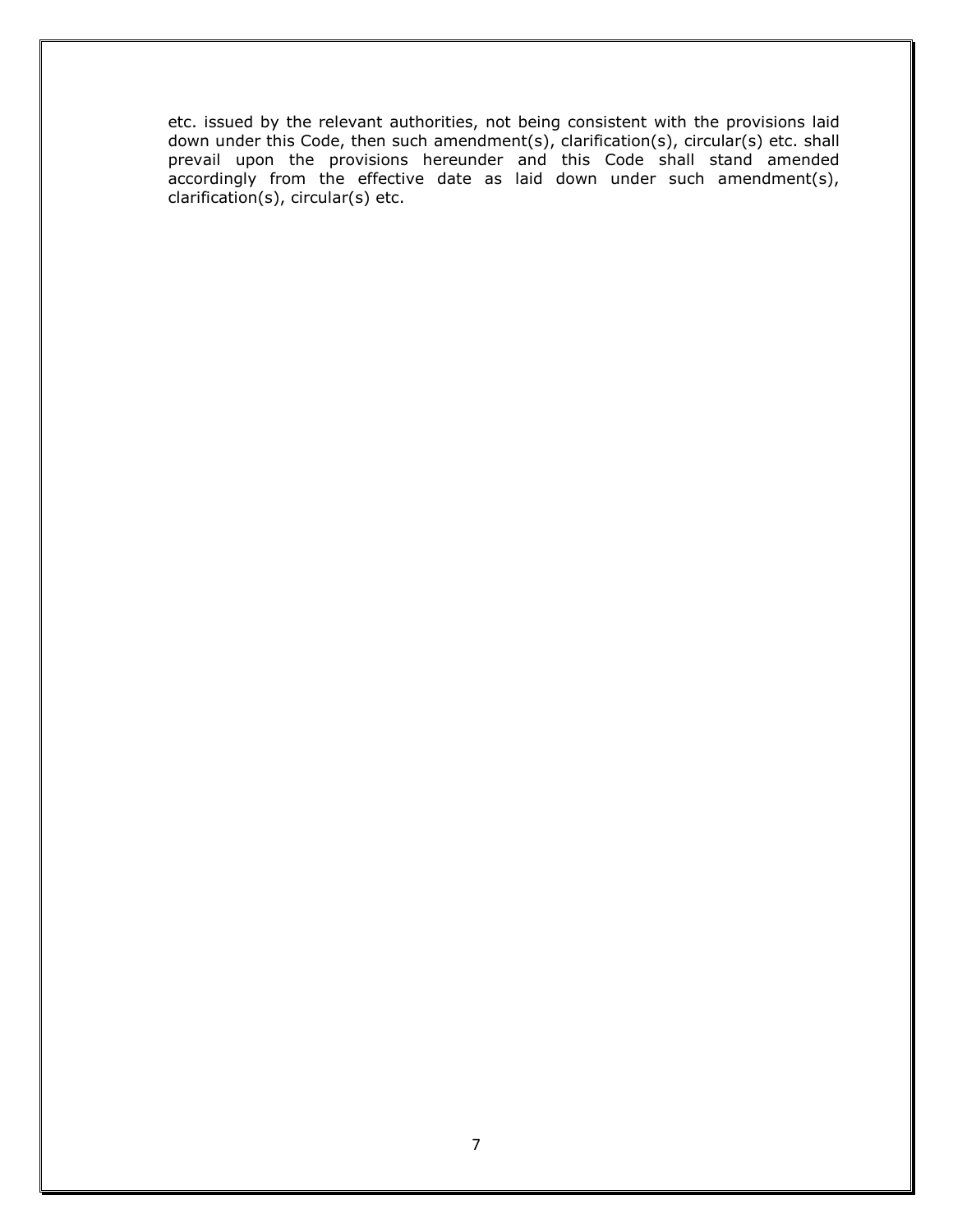etc. issued by the relevant authorities, not being consistent with the provisions laid down under this Code, then such amendment(s), clarification(s), circular(s) etc. shall prevail upon the provisions hereunder and this Code shall stand amended accordingly from the effective date as laid down under such amendment(s), clarification(s), circular(s) etc.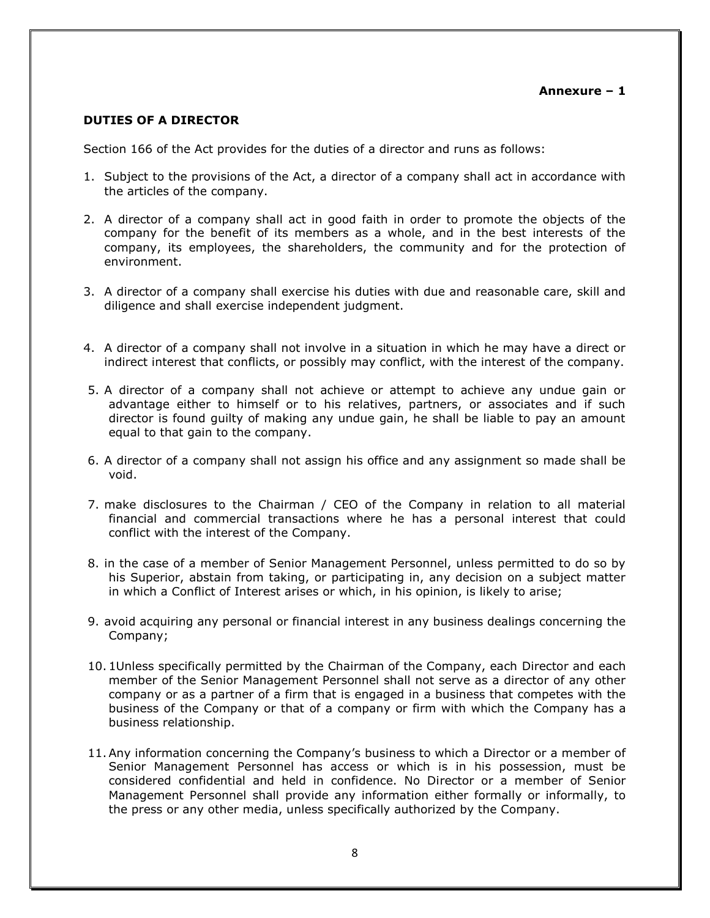**Annexure – 1**

**DUTIES OF A DIRECTOR**

Section 166 of the Act provides for the duties of a director and runs as follows:

1. Subject to the provisions of the Act, a director of a company shall act in accordance with the articles of the company.

2. A director of a company shall act in good faith in order to promote the objects of the company for the benefit of its members as a whole, and in the best interests of the company, its employees, the shareholders, the community and for the protection of environment.

3. A director of a company shall exercise his duties with due and reasonable care, skill and diligence and shall exercise independent judgment.

4. A director of a company shall not involve in a situation in which he may have a direct or indirect interest that conflicts, or possibly may conflict, with the interest of the company.

5. A director of a company shall not achieve or attempt to achieve any undue gain or advantage either to himself or to his relatives, partners, or associates and if such director is found guilty of making any undue gain, he shall be liable to pay an amount equal to that gain to the company.

6. A director of a company shall not assign his office and any assignment so made shall be void.

7. make disclosures to the Chairman / CEO of the Company in relation to all material financial and commercial transactions where he has a personal interest that could conflict with the interest of the Company.

8. in the case of a member of Senior Management Personnel, unless permitted to do so by his Superior, abstain from taking, or participating in, any decision on a subject matter in which a Conflict of Interest arises or which, in his opinion, is likely to arise;

9. avoid acquiring any personal or financial interest in any business dealings concerning the Company;

10. 1Unless specifically permitted by the Chairman of the Company, each Director and each member of the Senior Management Personnel shall not serve as a director of any other company or as a partner of a firm that is engaged in a business that competes with the business of the Company or that of a company or firm with which the Company has a business relationship.

11. Any information concerning the Company's business to which a Director or a member of Senior Management Personnel has access or which is in his possession, must be considered confidential and held in confidence. No Director or a member of Senior Management Personnel shall provide any information either formally or informally, to the press or any other media, unless specifically authorized by the Company.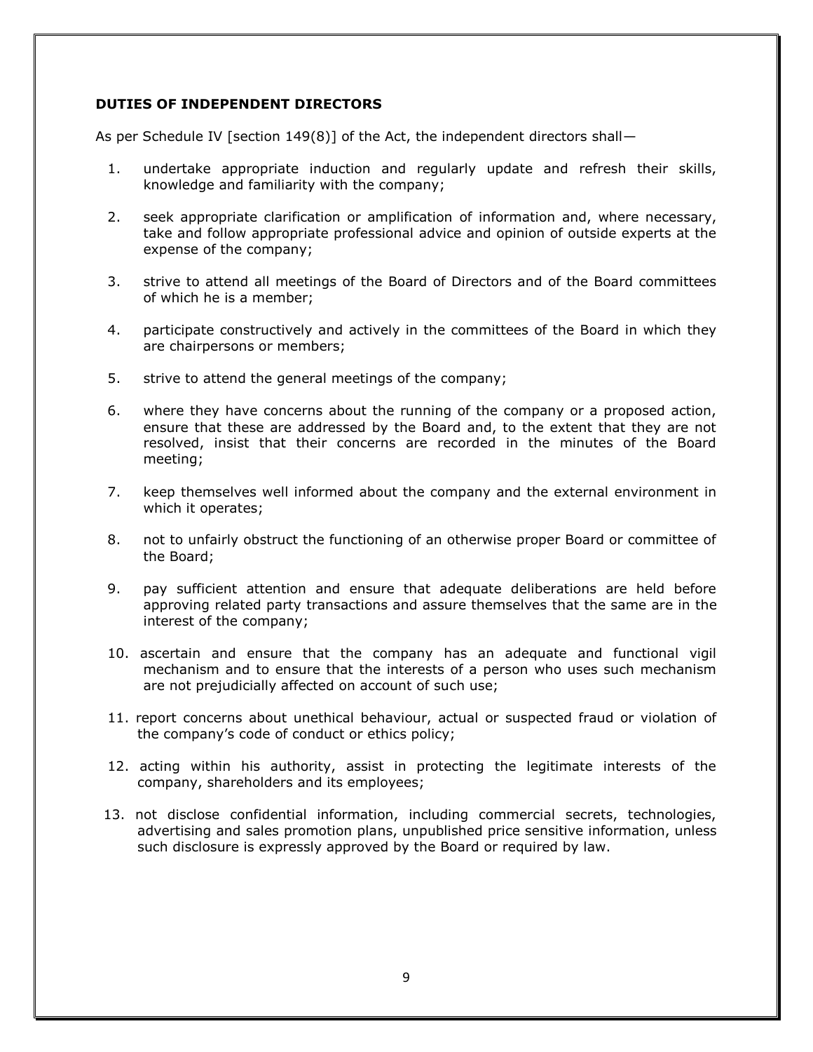### DUTIES OF INDEPENDENT DIRECTORS

As per Schedule IV [section 149(8)] of the Act, the independent directors shall—

1. undertake appropriate induction and regularly update and refresh their skills, knowledge and familiarity with the company;
2. seek appropriate clarification or amplification of information and, where necessary, take and follow appropriate professional advice and opinion of outside experts at the expense of the company;
3. strive to attend all meetings of the Board of Directors and of the Board committees of which he is a member;
4. participate constructively and actively in the committees of the Board in which they are chairpersons or members;
5. strive to attend the general meetings of the company;
6. where they have concerns about the running of the company or a proposed action, ensure that these are addressed by the Board and, to the extent that they are not resolved, insist that their concerns are recorded in the minutes of the Board meeting;
7. keep themselves well informed about the company and the external environment in which it operates;
8. not to unfairly obstruct the functioning of an otherwise proper Board or committee of the Board;
9. pay sufficient attention and ensure that adequate deliberations are held before approving related party transactions and assure themselves that the same are in the interest of the company;
10. ascertain and ensure that the company has an adequate and functional vigil mechanism and to ensure that the interests of a person who uses such mechanism are not prejudicially affected on account of such use;
11. report concerns about unethical behaviour, actual or suspected fraud or violation of the company's code of conduct or ethics policy;
12. acting within his authority, assist in protecting the legitimate interests of the company, shareholders and its employees;
13. not disclose confidential information, including commercial secrets, technologies, advertising and sales promotion plans, unpublished price sensitive information, unless such disclosure is expressly approved by the Board or required by law.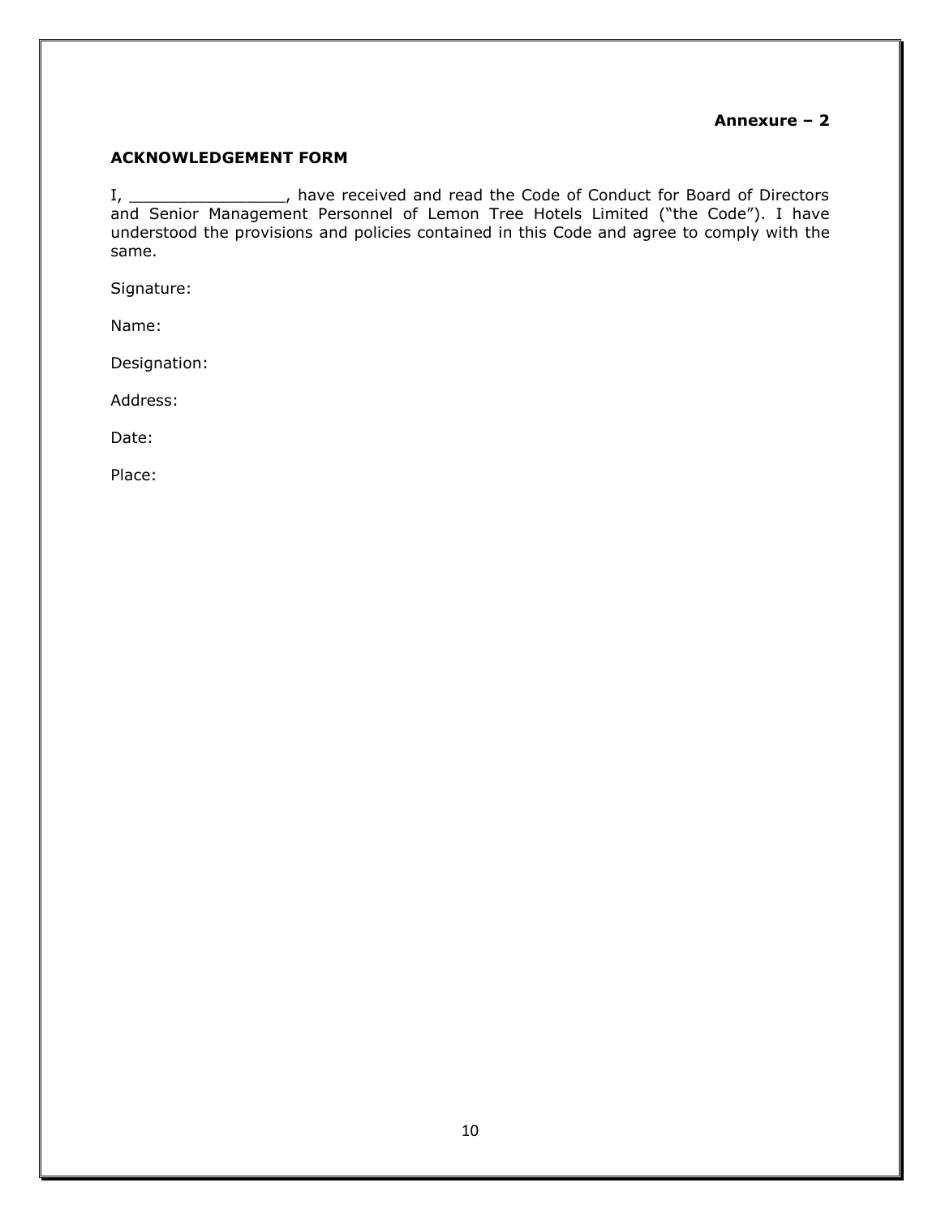**Annexure – 2**

**ACKNOWLEDGEMENT FORM**

I, ________________, have received and read the Code of Conduct for Board of Directors and Senior Management Personnel of Lemon Tree Hotels Limited ("the Code"). I have understood the provisions and policies contained in this Code and agree to comply with the same.

Signature:

Name:

Designation:

Address:

Date:

Place: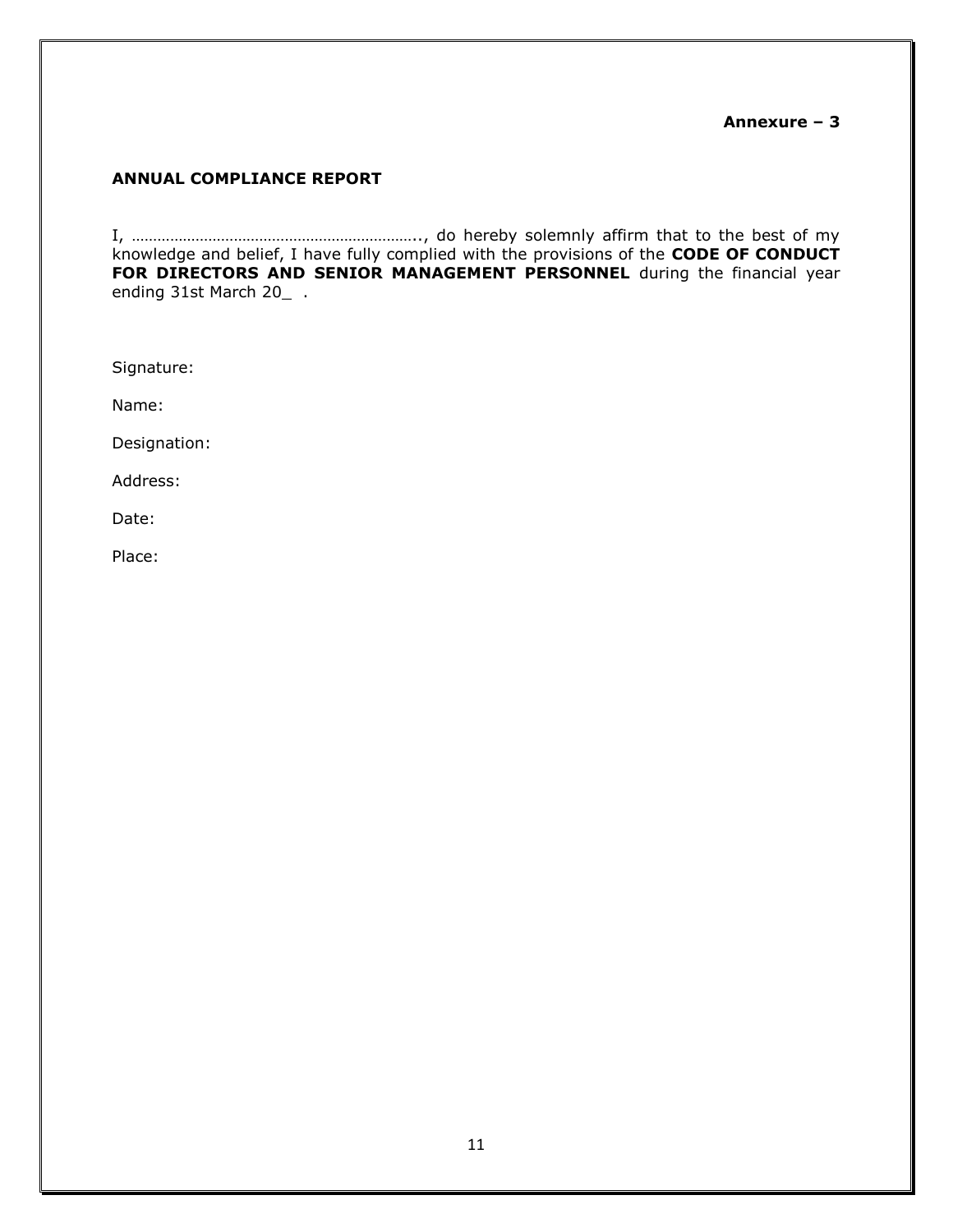**Annexure – 3**

## ANNUAL COMPLIANCE REPORT

I, ………………………………………………………….., do hereby solemnly affirm that to the best of my knowledge and belief, I have fully complied with the provisions of the **CODE OF CONDUCT FOR DIRECTORS AND SENIOR MANAGEMENT PERSONNEL** during the financial year ending 31st March 20_ .

Signature:

Name:

Designation:

Address:

Date:

Place: